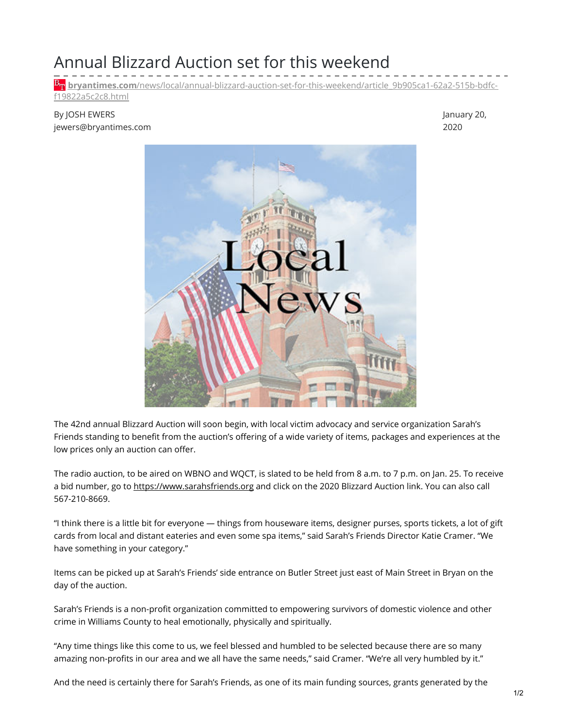# Annual Blizzard Auction set for this weekend

bryantimes.com/news/local/annual-blizzard-auction-set-for-this-weekend/article_9b905ca1-62a2-515b-bdfc-f19822a5c2c8.html

By JOSH EWERS
jewers@bryantimes.com

January 20, 2020

The 42nd annual Blizzard Auction will soon begin, with local victim advocacy and service organization Sarah's Friends standing to benefit from the auction's offering of a wide variety of items, packages and experiences at the low prices only an auction can offer.

The radio auction, to be aired on WBNO and WQCT, is slated to be held from 8 a.m. to 7 p.m. on Jan. 25. To receive a bid number, go to https://www.sarahsfriends.org and click on the 2020 Blizzard Auction link. You can also call 567-210-8669.

"I think there is a little bit for everyone — things from houseware items, designer purses, sports tickets, a lot of gift cards from local and distant eateries and even some spa items," said Sarah's Friends Director Katie Cramer. "We have something in your category."

Items can be picked up at Sarah's Friends' side entrance on Butler Street just east of Main Street in Bryan on the day of the auction.

Sarah's Friends is a non-profit organization committed to empowering survivors of domestic violence and other crime in Williams County to heal emotionally, physically and spiritually.

"Any time things like this come to us, we feel blessed and humbled to be selected because there are so many amazing non-profits in our area and we all have the same needs," said Cramer. "We're all very humbled by it."

And the need is certainly there for Sarah's Friends, as one of its main funding sources, grants generated by the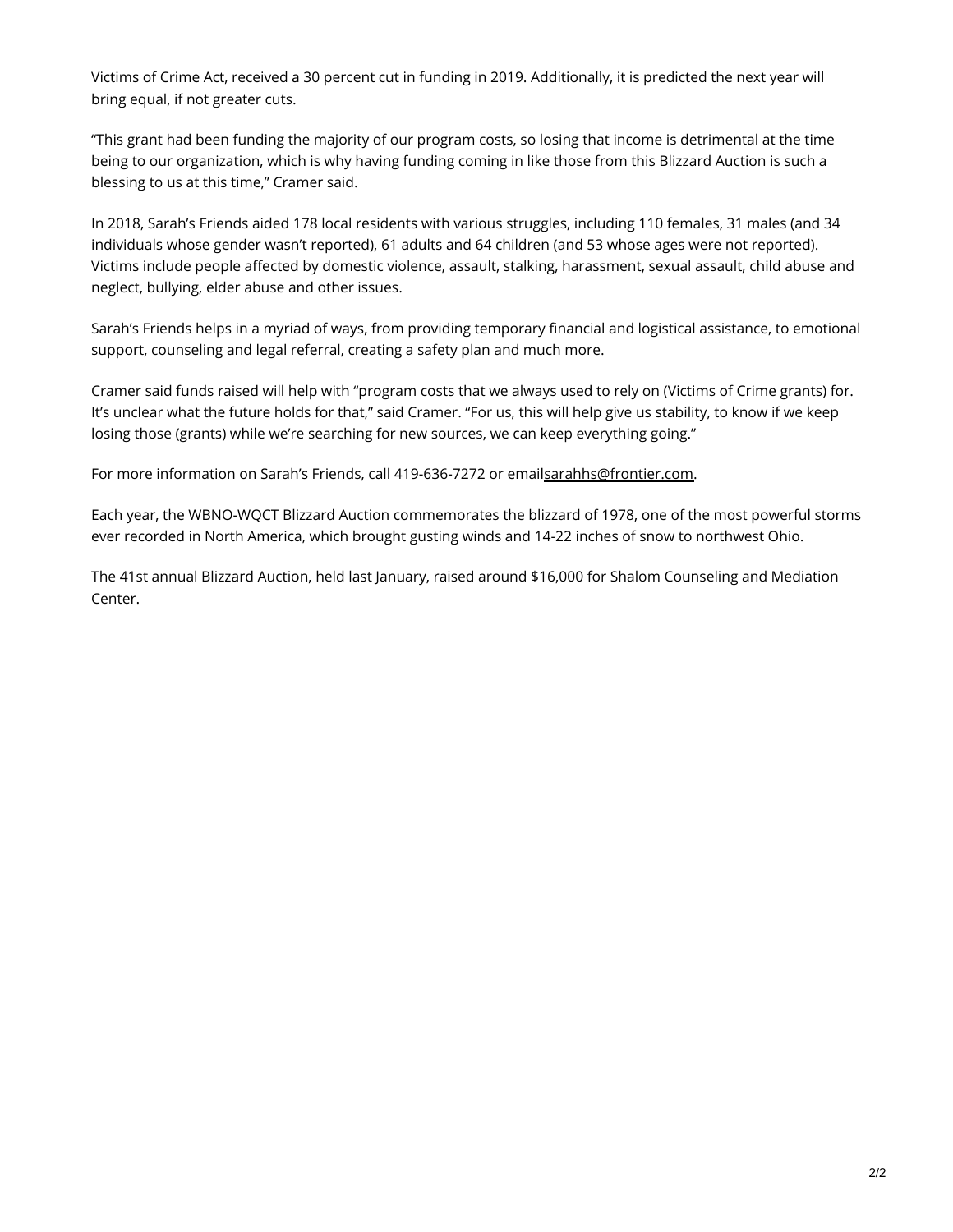Victims of Crime Act, received a 30 percent cut in funding in 2019. Additionally, it is predicted the next year will bring equal, if not greater cuts.

“This grant had been funding the majority of our program costs, so losing that income is detrimental at the time being to our organization, which is why having funding coming in like those from this Blizzard Auction is such a blessing to us at this time,” Cramer said.

In 2018, Sarah’s Friends aided 178 local residents with various struggles, including 110 females, 31 males (and 34 individuals whose gender wasn’t reported), 61 adults and 64 children (and 53 whose ages were not reported). Victims include people affected by domestic violence, assault, stalking, harassment, sexual assault, child abuse and neglect, bullying, elder abuse and other issues.

Sarah’s Friends helps in a myriad of ways, from providing temporary financial and logistical assistance, to emotional support, counseling and legal referral, creating a safety plan and much more.

Cramer said funds raised will help with “program costs that we always used to rely on (Victims of Crime grants) for. It’s unclear what the future holds for that,” said Cramer. “For us, this will help give us stability, to know if we keep losing those (grants) while we’re searching for new sources, we can keep everything going.”

For more information on Sarah’s Friends, call 419-636-7272 or emailsarahhs@frontier.com.

Each year, the WBNO-WQCT Blizzard Auction commemorates the blizzard of 1978, one of the most powerful storms ever recorded in North America, which brought gusting winds and 14-22 inches of snow to northwest Ohio.

The 41st annual Blizzard Auction, held last January, raised around $16,000 for Shalom Counseling and Mediation Center.